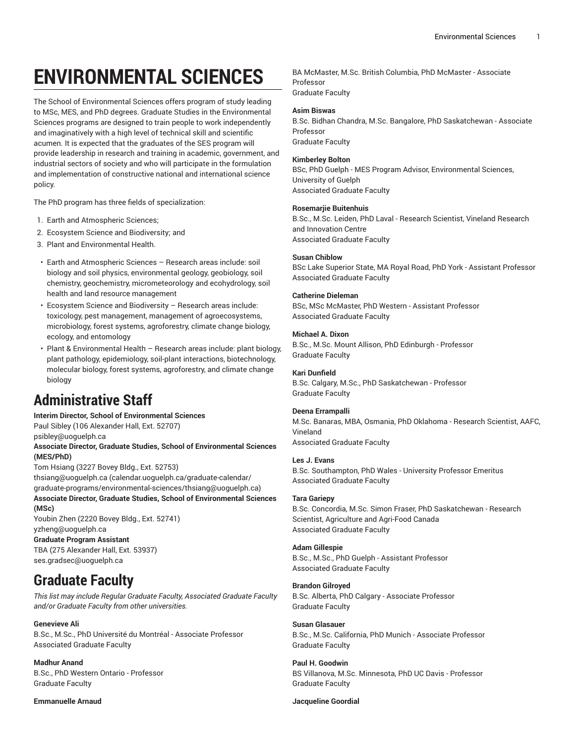# ENVIRONMENTAL SCIENCES

The School of Environmental Sciences offers program of study leading to MSc, MES, and PhD degrees. Graduate Studies in the Environmental Sciences programs are designed to train people to work independently and imaginatively with a high level of technical skill and scientific acumen. It is expected that the graduates of the SES program will provide leadership in research and training in academic, government, and industrial sectors of society and who will participate in the formulation and implementation of constructive national and international science policy.

The PhD program has three fields of specialization:

1. Earth and Atmospheric Sciences;
2. Ecosystem Science and Biodiversity; and
3. Plant and Environmental Health.

- Earth and Atmospheric Sciences – Research areas include: soil biology and soil physics, environmental geology, geobiology, soil chemistry, geochemistry, micrometeorology and ecohydrology, soil health and land resource management
- Ecosystem Science and Biodiversity – Research areas include: toxicology, pest management, management of agroecosystems, microbiology, forest systems, agroforestry, climate change biology, ecology, and entomology
- Plant & Environmental Health – Research areas include: plant biology, plant pathology, epidemiology, soil-plant interactions, biotechnology, molecular biology, forest systems, agroforestry, and climate change biology

## Administrative Staff

**Interim Director, School of Environmental Sciences**
Paul Sibley (106 Alexander Hall, Ext. 52707)
psibley@uoguelph.ca

**Associate Director, Graduate Studies, School of Environmental Sciences (MES/PhD)**
Tom Hsiang (3227 Bovey Bldg., Ext. 52753)
thsiang@uoguelph.ca (calendar.uoguelph.ca/graduate-calendar/graduate-programs/environmental-sciences/thsiang@uoguelph.ca)

**Associate Director, Graduate Studies, School of Environmental Sciences (MSc)**
Youbin Zhen (2220 Bovey Bldg., Ext. 52741)
yzheng@uoguelph.ca

**Graduate Program Assistant**
TBA (275 Alexander Hall, Ext. 53937)
ses.gradsec@uoguelph.ca

## Graduate Faculty

*This list may include Regular Graduate Faculty, Associated Graduate Faculty and/or Graduate Faculty from other universities.*

**Genevieve Ali**
B.Sc., M.Sc., PhD Université du Montréal - Associate Professor
Associated Graduate Faculty

**Madhur Anand**
B.Sc., PhD Western Ontario - Professor
Graduate Faculty

**Emmanuelle Arnaud**
BA McMaster, M.Sc. British Columbia, PhD McMaster - Associate Professor
Graduate Faculty

**Asim Biswas**
B.Sc. Bidhan Chandra, M.Sc. Bangalore, PhD Saskatchewan - Associate Professor
Graduate Faculty

**Kimberley Bolton**
BSc, PhD Guelph - MES Program Advisor, Environmental Sciences, University of Guelph
Associated Graduate Faculty

**Rosemarjie Buitenhuis**
B.Sc., M.Sc. Leiden, PhD Laval - Research Scientist, Vineland Research and Innovation Centre
Associated Graduate Faculty

**Susan Chiblow**
BSc Lake Superior State, MA Royal Road, PhD York - Assistant Professor
Associated Graduate Faculty

**Catherine Dieleman**
BSc, MSc McMaster, PhD Western - Assistant Professor
Associated Graduate Faculty

**Michael A. Dixon**
B.Sc., M.Sc. Mount Allison, PhD Edinburgh - Professor
Graduate Faculty

**Kari Dunfield**
B.Sc. Calgary, M.Sc., PhD Saskatchewan - Professor
Graduate Faculty

**Deena Errampalli**
M.Sc. Banaras, MBA, Osmania, PhD Oklahoma - Research Scientist, AAFC, Vineland
Associated Graduate Faculty

**Les J. Evans**
B.Sc. Southampton, PhD Wales - University Professor Emeritus
Associated Graduate Faculty

**Tara Gariepy**
B.Sc. Concordia, M.Sc. Simon Fraser, PhD Saskatchewan - Research Scientist, Agriculture and Agri-Food Canada
Associated Graduate Faculty

**Adam Gillespie**
B.Sc., M.Sc., PhD Guelph - Assistant Professor
Associated Graduate Faculty

**Brandon Gilroyed**
B.Sc. Alberta, PhD Calgary - Associate Professor
Graduate Faculty

**Susan Glasauer**
B.Sc., M.Sc. California, PhD Munich - Associate Professor
Graduate Faculty

**Paul H. Goodwin**
BS Villanova, M.Sc. Minnesota, PhD UC Davis - Professor
Graduate Faculty

**Jacqueline Goordial**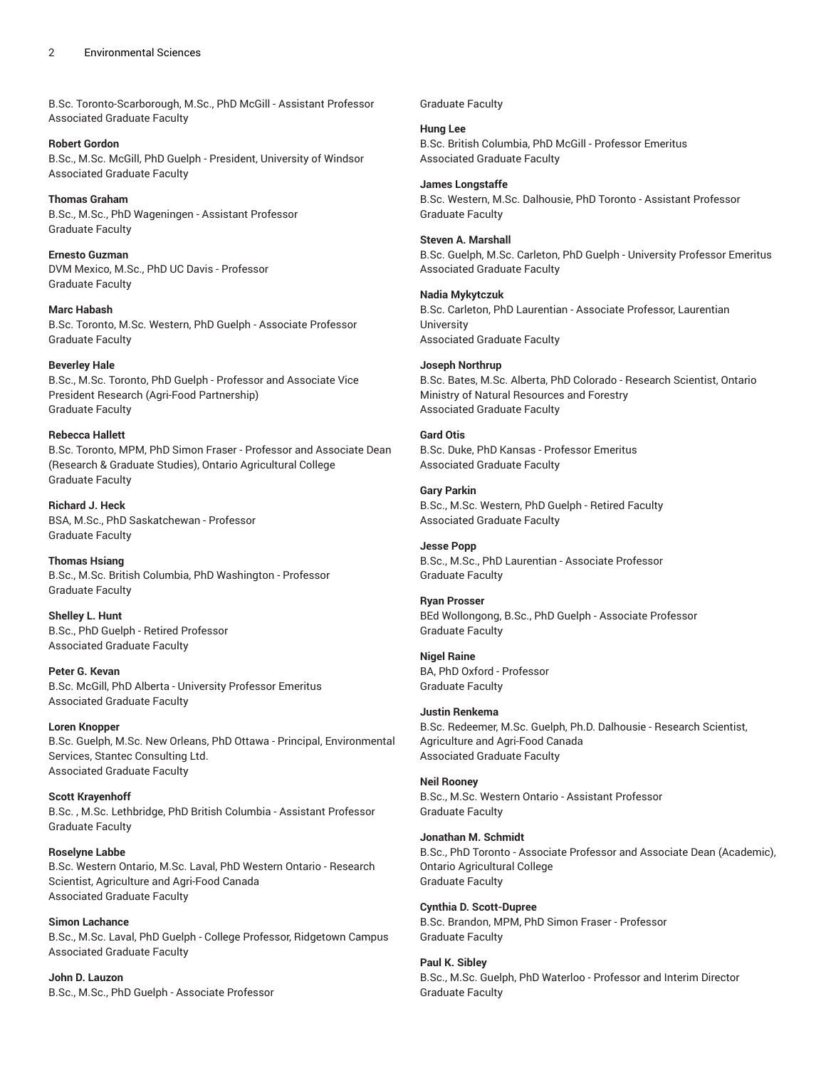B.Sc. Toronto-Scarborough, M.Sc., PhD McGill - Assistant Professor
Associated Graduate Faculty

**Robert Gordon**
B.Sc., M.Sc. McGill, PhD Guelph - President, University of Windsor
Associated Graduate Faculty

**Thomas Graham**
B.Sc., M.Sc., PhD Wageningen - Assistant Professor
Graduate Faculty

**Ernesto Guzman**
DVM Mexico, M.Sc., PhD UC Davis - Professor
Graduate Faculty

**Marc Habash**
B.Sc. Toronto, M.Sc. Western, PhD Guelph - Associate Professor
Graduate Faculty

**Beverley Hale**
B.Sc., M.Sc. Toronto, PhD Guelph - Professor and Associate Vice President Research (Agri-Food Partnership)
Graduate Faculty

**Rebecca Hallett**
B.Sc. Toronto, MPM, PhD Simon Fraser - Professor and Associate Dean (Research & Graduate Studies), Ontario Agricultural College
Graduate Faculty

**Richard J. Heck**
BSA, M.Sc., PhD Saskatchewan - Professor
Graduate Faculty

**Thomas Hsiang**
B.Sc., M.Sc. British Columbia, PhD Washington - Professor
Graduate Faculty

**Shelley L. Hunt**
B.Sc., PhD Guelph - Retired Professor
Associated Graduate Faculty

**Peter G. Kevan**
B.Sc. McGill, PhD Alberta - University Professor Emeritus
Associated Graduate Faculty

**Loren Knopper**
B.Sc. Guelph, M.Sc. New Orleans, PhD Ottawa - Principal, Environmental Services, Stantec Consulting Ltd.
Associated Graduate Faculty

**Scott Krayenhoff**
B.Sc. , M.Sc. Lethbridge, PhD British Columbia - Assistant Professor
Graduate Faculty

**Roselyne Labbe**
B.Sc. Western Ontario, M.Sc. Laval, PhD Western Ontario - Research Scientist, Agriculture and Agri-Food Canada
Associated Graduate Faculty

**Simon Lachance**
B.Sc., M.Sc. Laval, PhD Guelph - College Professor, Ridgetown Campus
Associated Graduate Faculty

**John D. Lauzon**
B.Sc., M.Sc., PhD Guelph - Associate Professor
Graduate Faculty

**Hung Lee**
B.Sc. British Columbia, PhD McGill - Professor Emeritus
Associated Graduate Faculty

**James Longstaffe**
B.Sc. Western, M.Sc. Dalhousie, PhD Toronto - Assistant Professor
Graduate Faculty

**Steven A. Marshall**
B.Sc. Guelph, M.Sc. Carleton, PhD Guelph - University Professor Emeritus
Associated Graduate Faculty

**Nadia Mykytczuk**
B.Sc. Carleton, PhD Laurentian - Associate Professor, Laurentian University
Associated Graduate Faculty

**Joseph Northrup**
B.Sc. Bates, M.Sc. Alberta, PhD Colorado - Research Scientist, Ontario Ministry of Natural Resources and Forestry
Associated Graduate Faculty

**Gard Otis**
B.Sc. Duke, PhD Kansas - Professor Emeritus
Associated Graduate Faculty

**Gary Parkin**
B.Sc., M.Sc. Western, PhD Guelph - Retired Faculty
Associated Graduate Faculty

**Jesse Popp**
B.Sc., M.Sc., PhD Laurentian - Associate Professor
Graduate Faculty

**Ryan Prosser**
BEd Wollongong, B.Sc., PhD Guelph - Associate Professor
Graduate Faculty

**Nigel Raine**
BA, PhD Oxford - Professor
Graduate Faculty

**Justin Renkema**
B.Sc. Redeemer, M.Sc. Guelph, Ph.D. Dalhousie - Research Scientist, Agriculture and Agri-Food Canada
Associated Graduate Faculty

**Neil Rooney**
B.Sc., M.Sc. Western Ontario - Assistant Professor
Graduate Faculty

**Jonathan M. Schmidt**
B.Sc., PhD Toronto - Associate Professor and Associate Dean (Academic), Ontario Agricultural College
Graduate Faculty

**Cynthia D. Scott-Dupree**
B.Sc. Brandon, MPM, PhD Simon Fraser - Professor
Graduate Faculty

**Paul K. Sibley**
B.Sc., M.Sc. Guelph, PhD Waterloo - Professor and Interim Director
Graduate Faculty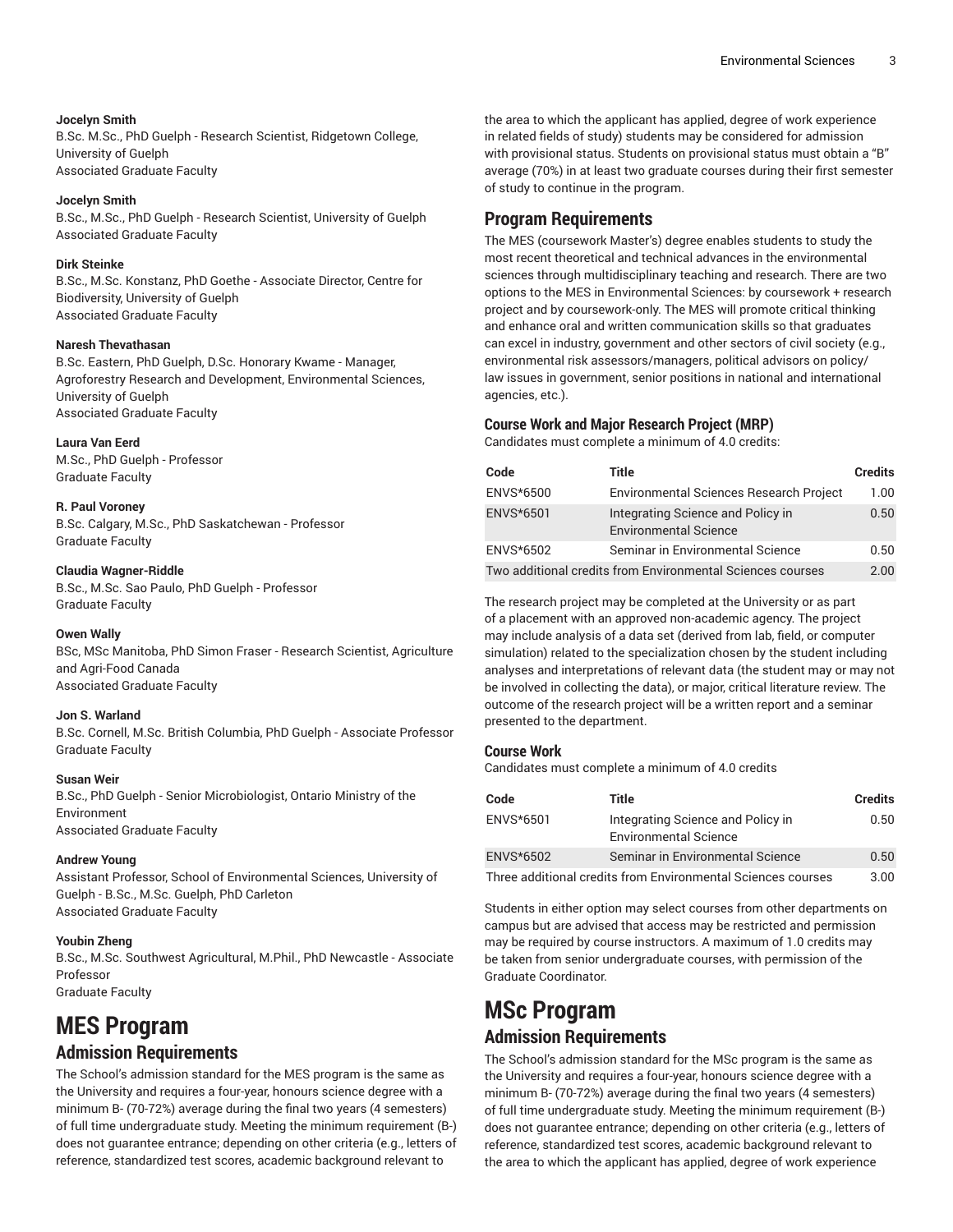**Jocelyn Smith**
B.Sc. M.Sc., PhD Guelph - Research Scientist, Ridgetown College, University of Guelph
Associated Graduate Faculty

**Jocelyn Smith**
B.Sc., M.Sc., PhD Guelph - Research Scientist, University of Guelph
Associated Graduate Faculty

**Dirk Steinke**
B.Sc., M.Sc. Konstanz, PhD Goethe - Associate Director, Centre for Biodiversity, University of Guelph
Associated Graduate Faculty

**Naresh Thevathasan**
B.Sc. Eastern, PhD Guelph, D.Sc. Honorary Kwame - Manager, Agroforestry Research and Development, Environmental Sciences, University of Guelph
Associated Graduate Faculty

**Laura Van Eerd**
M.Sc., PhD Guelph - Professor
Graduate Faculty

**R. Paul Voroney**
B.Sc. Calgary, M.Sc., PhD Saskatchewan - Professor
Graduate Faculty

**Claudia Wagner-Riddle**
B.Sc., M.Sc. Sao Paulo, PhD Guelph - Professor
Graduate Faculty

**Owen Wally**
BSc, MSc Manitoba, PhD Simon Fraser - Research Scientist, Agriculture and Agri-Food Canada
Associated Graduate Faculty

**Jon S. Warland**
B.Sc. Cornell, M.Sc. British Columbia, PhD Guelph - Associate Professor
Graduate Faculty

**Susan Weir**
B.Sc., PhD Guelph - Senior Microbiologist, Ontario Ministry of the Environment
Associated Graduate Faculty

**Andrew Young**
Assistant Professor, School of Environmental Sciences, University of Guelph - B.Sc., M.Sc. Guelph, PhD Carleton
Associated Graduate Faculty

**Youbin Zheng**
B.Sc., M.Sc. Southwest Agricultural, M.Phil., PhD Newcastle - Associate Professor
Graduate Faculty

# MES Program

## Admission Requirements

The School's admission standard for the MES program is the same as the University and requires a four-year, honours science degree with a minimum B- (70-72%) average during the final two years (4 semesters) of full time undergraduate study. Meeting the minimum requirement (B-) does not guarantee entrance; depending on other criteria (e.g., letters of reference, standardized test scores, academic background relevant to the area to which the applicant has applied, degree of work experience in related fields of study) students may be considered for admission with provisional status. Students on provisional status must obtain a "B" average (70%) in at least two graduate courses during their first semester of study to continue in the program.

## Program Requirements

The MES (coursework Master's) degree enables students to study the most recent theoretical and technical advances in the environmental sciences through multidisciplinary teaching and research. There are two options to the MES in Environmental Sciences: by coursework + research project and by coursework-only. The MES will promote critical thinking and enhance oral and written communication skills so that graduates can excel in industry, government and other sectors of civil society (e.g., environmental risk assessors/managers, political advisors on policy/law issues in government, senior positions in national and international agencies, etc.).

### Course Work and Major Research Project (MRP)

Candidates must complete a minimum of 4.0 credits:

| Code | Title | Credits |
|---|---|---|
| ENVS*6500 | Environmental Sciences Research Project | 1.00 |
| ENVS*6501 | Integrating Science and Policy in Environmental Science | 0.50 |
| ENVS*6502 | Seminar in Environmental Science | 0.50 |
| Two additional credits from Environmental Sciences courses | | 2.00 |

The research project may be completed at the University or as part of a placement with an approved non-academic agency. The project may include analysis of a data set (derived from lab, field, or computer simulation) related to the specialization chosen by the student including analyses and interpretations of relevant data (the student may or may not be involved in collecting the data), or major, critical literature review. The outcome of the research project will be a written report and a seminar presented to the department.

### Course Work

Candidates must complete a minimum of 4.0 credits

| Code | Title | Credits |
|---|---|---|
| ENVS*6501 | Integrating Science and Policy in Environmental Science | 0.50 |
| ENVS*6502 | Seminar in Environmental Science | 0.50 |
| Three additional credits from Environmental Sciences courses | | 3.00 |

Students in either option may select courses from other departments on campus but are advised that access may be restricted and permission may be required by course instructors. A maximum of 1.0 credits may be taken from senior undergraduate courses, with permission of the Graduate Coordinator.

# MSc Program

## Admission Requirements

The School's admission standard for the MSc program is the same as the University and requires a four-year, honours science degree with a minimum B- (70-72%) average during the final two years (4 semesters) of full time undergraduate study. Meeting the minimum requirement (B-) does not guarantee entrance; depending on other criteria (e.g., letters of reference, standardized test scores, academic background relevant to the area to which the applicant has applied, degree of work experience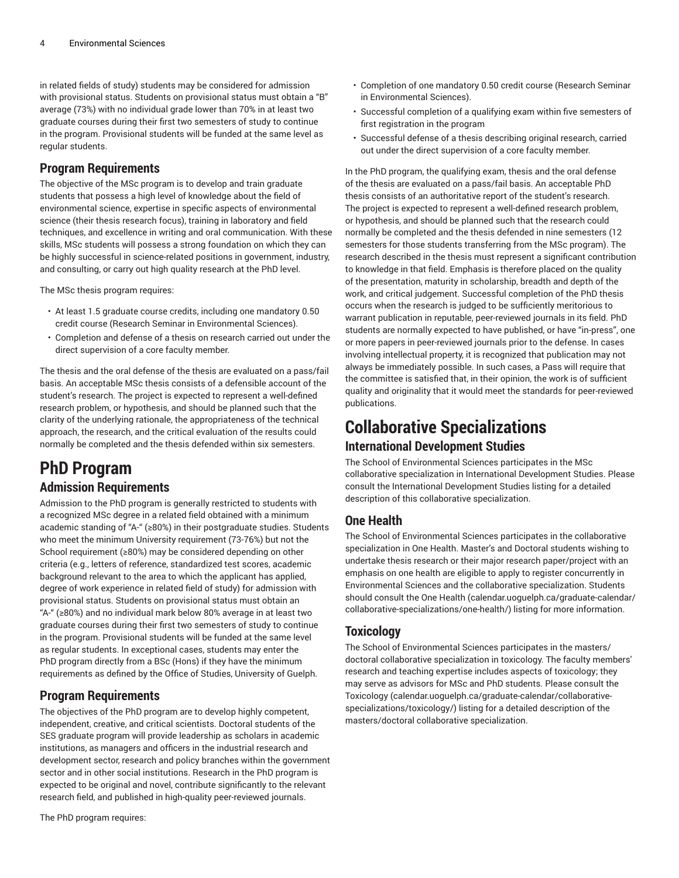in related fields of study) students may be considered for admission with provisional status. Students on provisional status must obtain a "B" average (73%) with no individual grade lower than 70% in at least two graduate courses during their first two semesters of study to continue in the program. Provisional students will be funded at the same level as regular students.

### Program Requirements

The objective of the MSc program is to develop and train graduate students that possess a high level of knowledge about the field of environmental science, expertise in specific aspects of environmental science (their thesis research focus), training in laboratory and field techniques, and excellence in writing and oral communication. With these skills, MSc students will possess a strong foundation on which they can be highly successful in science-related positions in government, industry, and consulting, or carry out high quality research at the PhD level.

The MSc thesis program requires:

- At least 1.5 graduate course credits, including one mandatory 0.50 credit course (Research Seminar in Environmental Sciences).
- Completion and defense of a thesis on research carried out under the direct supervision of a core faculty member.

The thesis and the oral defense of the thesis are evaluated on a pass/fail basis. An acceptable MSc thesis consists of a defensible account of the student's research. The project is expected to represent a well-defined research problem, or hypothesis, and should be planned such that the clarity of the underlying rationale, the appropriateness of the technical approach, the research, and the critical evaluation of the results could normally be completed and the thesis defended within six semesters.

## PhD Program

### Admission Requirements

Admission to the PhD program is generally restricted to students with a recognized MSc degree in a related field obtained with a minimum academic standing of "A-" (≥80%) in their postgraduate studies. Students who meet the minimum University requirement (73-76%) but not the School requirement (≥80%) may be considered depending on other criteria (e.g., letters of reference, standardized test scores, academic background relevant to the area to which the applicant has applied, degree of work experience in related field of study) for admission with provisional status. Students on provisional status must obtain an "A-" (≥80%) and no individual mark below 80% average in at least two graduate courses during their first two semesters of study to continue in the program. Provisional students will be funded at the same level as regular students. In exceptional cases, students may enter the PhD program directly from a BSc (Hons) if they have the minimum requirements as defined by the Office of Studies, University of Guelph.

### Program Requirements

The objectives of the PhD program are to develop highly competent, independent, creative, and critical scientists. Doctoral students of the SES graduate program will provide leadership as scholars in academic institutions, as managers and officers in the industrial research and development sector, research and policy branches within the government sector and in other social institutions. Research in the PhD program is expected to be original and novel, contribute significantly to the relevant research field, and published in high-quality peer-reviewed journals.

The PhD program requires:

- Completion of one mandatory 0.50 credit course (Research Seminar in Environmental Sciences).
- Successful completion of a qualifying exam within five semesters of first registration in the program
- Successful defense of a thesis describing original research, carried out under the direct supervision of a core faculty member.

In the PhD program, the qualifying exam, thesis and the oral defense of the thesis are evaluated on a pass/fail basis. An acceptable PhD thesis consists of an authoritative report of the student's research. The project is expected to represent a well-defined research problem, or hypothesis, and should be planned such that the research could normally be completed and the thesis defended in nine semesters (12 semesters for those students transferring from the MSc program). The research described in the thesis must represent a significant contribution to knowledge in that field. Emphasis is therefore placed on the quality of the presentation, maturity in scholarship, breadth and depth of the work, and critical judgement. Successful completion of the PhD thesis occurs when the research is judged to be sufficiently meritorious to warrant publication in reputable, peer-reviewed journals in its field. PhD students are normally expected to have published, or have "in-press", one or more papers in peer-reviewed journals prior to the defense. In cases involving intellectual property, it is recognized that publication may not always be immediately possible. In such cases, a Pass will require that the committee is satisfied that, in their opinion, the work is of sufficient quality and originality that it would meet the standards for peer-reviewed publications.

## Collaborative Specializations

### International Development Studies

The School of Environmental Sciences participates in the MSc collaborative specialization in International Development Studies. Please consult the International Development Studies listing for a detailed description of this collaborative specialization.

### One Health

The School of Environmental Sciences participates in the collaborative specialization in One Health. Master's and Doctoral students wishing to undertake thesis research or their major research paper/project with an emphasis on one health are eligible to apply to register concurrently in Environmental Sciences and the collaborative specialization. Students should consult the One Health (calendar.uoguelph.ca/graduate-calendar/collaborative-specializations/one-health/) listing for more information.

### Toxicology

The School of Environmental Sciences participates in the masters/doctoral collaborative specialization in toxicology. The faculty members' research and teaching expertise includes aspects of toxicology; they may serve as advisors for MSc and PhD students. Please consult the Toxicology (calendar.uoguelph.ca/graduate-calendar/collaborative-specializations/toxicology/) listing for a detailed description of the masters/doctoral collaborative specialization.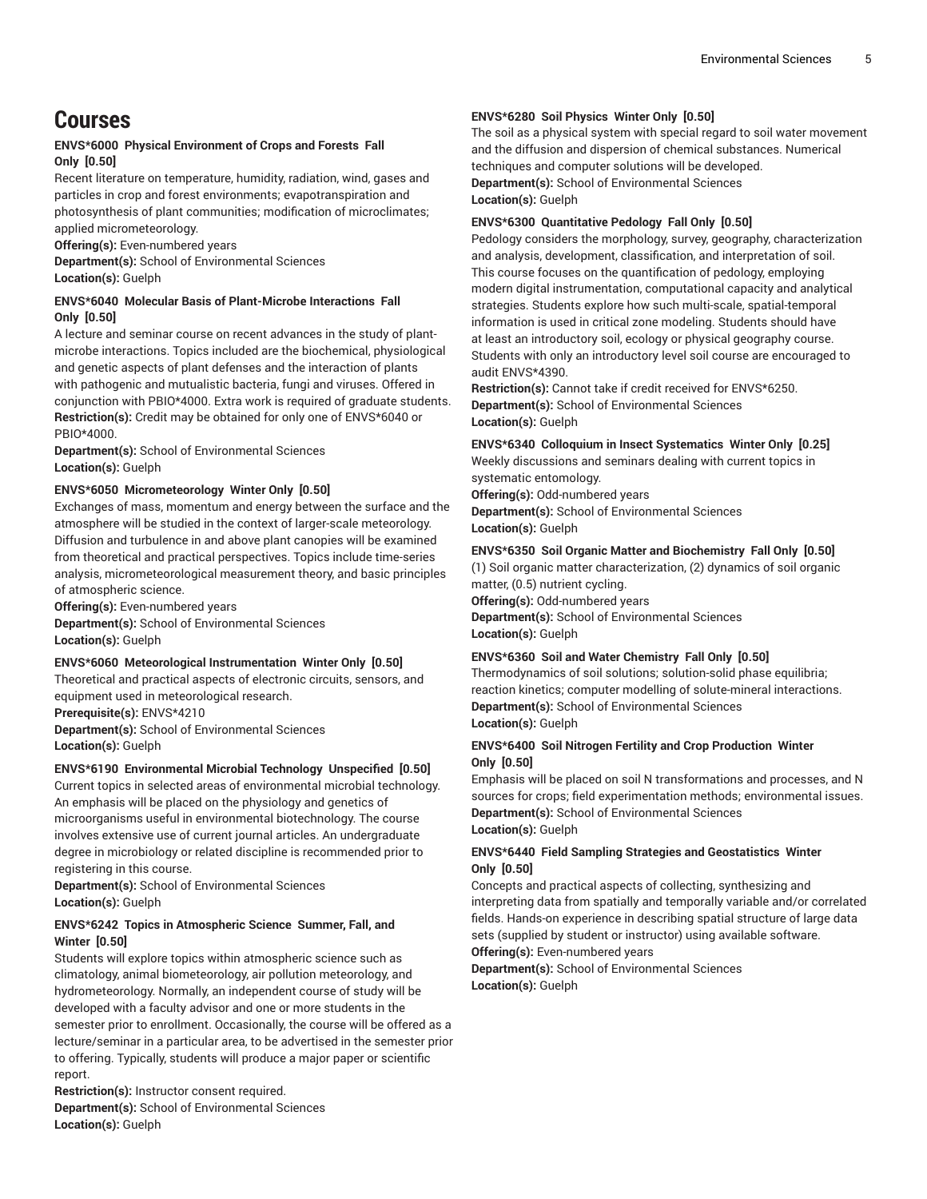# Courses

**ENVS*6000 Physical Environment of Crops and Forests Fall Only [0.50]**

Recent literature on temperature, humidity, radiation, wind, gases and particles in crop and forest environments; evapotranspiration and photosynthesis of plant communities; modification of microclimates; applied micrometeorology.

**Offering(s):** Even-numbered years
**Department(s):** School of Environmental Sciences
**Location(s):** Guelph

**ENVS*6040 Molecular Basis of Plant-Microbe Interactions Fall Only [0.50]**

A lecture and seminar course on recent advances in the study of plant-microbe interactions. Topics included are the biochemical, physiological and genetic aspects of plant defenses and the interaction of plants with pathogenic and mutualistic bacteria, fungi and viruses. Offered in conjunction with PBIO*4000. Extra work is required of graduate students.

**Restriction(s):** Credit may be obtained for only one of ENVS*6040 or PBIO*4000.
**Department(s):** School of Environmental Sciences
**Location(s):** Guelph

**ENVS*6050 Micrometeorology Winter Only [0.50]**

Exchanges of mass, momentum and energy between the surface and the atmosphere will be studied in the context of larger-scale meteorology. Diffusion and turbulence in and above plant canopies will be examined from theoretical and practical perspectives. Topics include time-series analysis, micrometeorological measurement theory, and basic principles of atmospheric science.

**Offering(s):** Even-numbered years
**Department(s):** School of Environmental Sciences
**Location(s):** Guelph

**ENVS*6060 Meteorological Instrumentation Winter Only [0.50]**

Theoretical and practical aspects of electronic circuits, sensors, and equipment used in meteorological research.

**Prerequisite(s):** ENVS*4210
**Department(s):** School of Environmental Sciences
**Location(s):** Guelph

**ENVS*6190 Environmental Microbial Technology Unspecified [0.50]**

Current topics in selected areas of environmental microbial technology. An emphasis will be placed on the physiology and genetics of microorganisms useful in environmental biotechnology. The course involves extensive use of current journal articles. An undergraduate degree in microbiology or related discipline is recommended prior to registering in this course.

**Department(s):** School of Environmental Sciences
**Location(s):** Guelph

**ENVS*6242 Topics in Atmospheric Science Summer, Fall, and Winter [0.50]**

Students will explore topics within atmospheric science such as climatology, animal biometeorology, air pollution meteorology, and hydrometeorology. Normally, an independent course of study will be developed with a faculty advisor and one or more students in the semester prior to enrollment. Occasionally, the course will be offered as a lecture/seminar in a particular area, to be advertised in the semester prior to offering. Typically, students will produce a major paper or scientific report.

**Restriction(s):** Instructor consent required.
**Department(s):** School of Environmental Sciences
**Location(s):** Guelph

**ENVS*6280 Soil Physics Winter Only [0.50]**

The soil as a physical system with special regard to soil water movement and the diffusion and dispersion of chemical substances. Numerical techniques and computer solutions will be developed.

**Department(s):** School of Environmental Sciences
**Location(s):** Guelph

**ENVS*6300 Quantitative Pedology Fall Only [0.50]**

Pedology considers the morphology, survey, geography, characterization and analysis, development, classification, and interpretation of soil. This course focuses on the quantification of pedology, employing modern digital instrumentation, computational capacity and analytical strategies. Students explore how such multi-scale, spatial-temporal information is used in critical zone modeling. Students should have at least an introductory soil, ecology or physical geography course. Students with only an introductory level soil course are encouraged to audit ENVS*4390.

**Restriction(s):** Cannot take if credit received for ENVS*6250.
**Department(s):** School of Environmental Sciences
**Location(s):** Guelph

**ENVS*6340 Colloquium in Insect Systematics Winter Only [0.25]**

Weekly discussions and seminars dealing with current topics in systematic entomology.

**Offering(s):** Odd-numbered years
**Department(s):** School of Environmental Sciences
**Location(s):** Guelph

**ENVS*6350 Soil Organic Matter and Biochemistry Fall Only [0.50]**

(1) Soil organic matter characterization, (2) dynamics of soil organic matter, (0.5) nutrient cycling.

**Offering(s):** Odd-numbered years
**Department(s):** School of Environmental Sciences
**Location(s):** Guelph

**ENVS*6360 Soil and Water Chemistry Fall Only [0.50]**

Thermodynamics of soil solutions; solution-solid phase equilibria; reaction kinetics; computer modelling of solute-mineral interactions.

**Department(s):** School of Environmental Sciences
**Location(s):** Guelph

**ENVS*6400 Soil Nitrogen Fertility and Crop Production Winter Only [0.50]**

Emphasis will be placed on soil N transformations and processes, and N sources for crops; field experimentation methods; environmental issues.

**Department(s):** School of Environmental Sciences
**Location(s):** Guelph

**ENVS*6440 Field Sampling Strategies and Geostatistics Winter Only [0.50]**

Concepts and practical aspects of collecting, synthesizing and interpreting data from spatially and temporally variable and/or correlated fields. Hands-on experience in describing spatial structure of large data sets (supplied by student or instructor) using available software.

**Offering(s):** Even-numbered years
**Department(s):** School of Environmental Sciences
**Location(s):** Guelph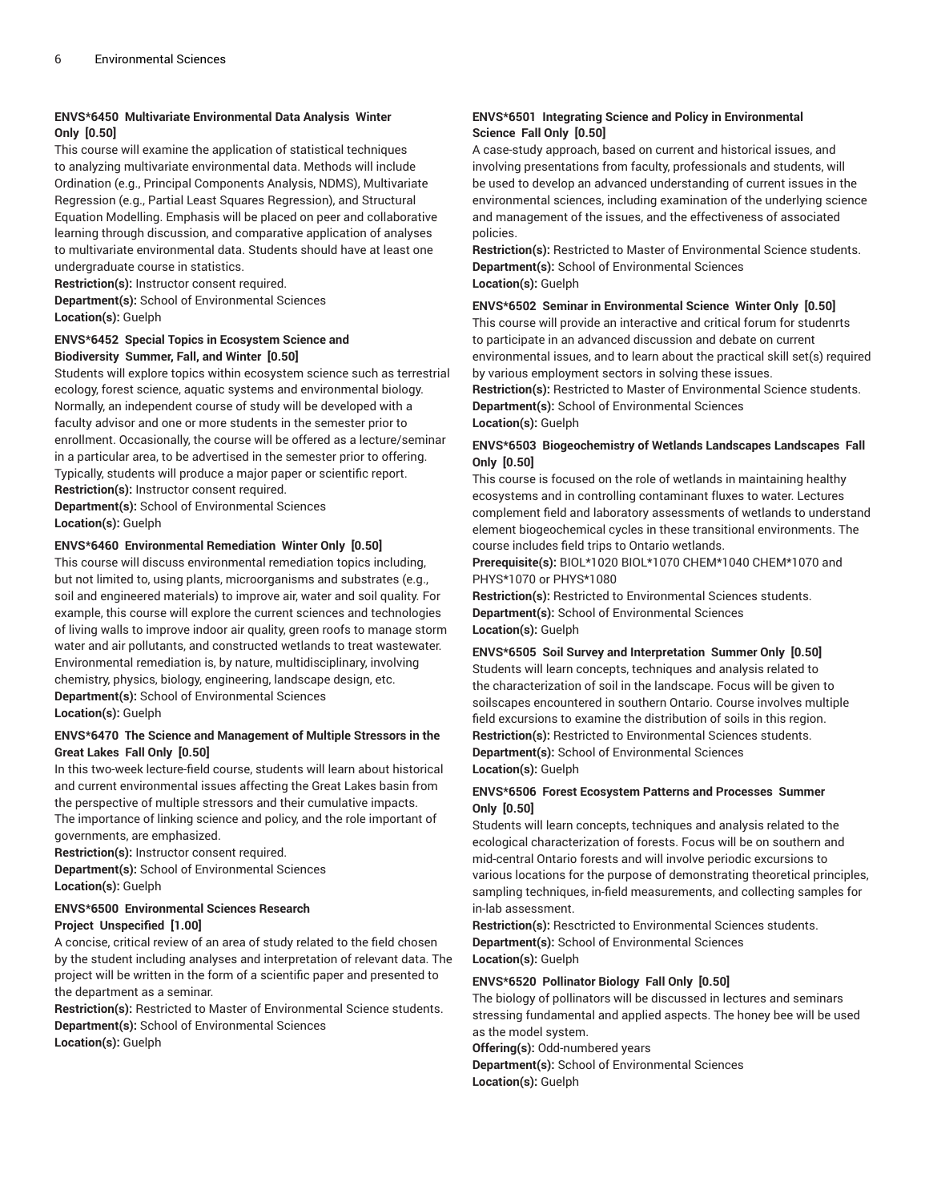### ENVS*6450 Multivariate Environmental Data Analysis Winter Only [0.50]

This course will examine the application of statistical techniques to analyzing multivariate environmental data. Methods will include Ordination (e.g., Principal Components Analysis, NDMS), Multivariate Regression (e.g., Partial Least Squares Regression), and Structural Equation Modelling. Emphasis will be placed on peer and collaborative learning through discussion, and comparative application of analyses to multivariate environmental data. Students should have at least one undergraduate course in statistics.

**Restriction(s):** Instructor consent required.
**Department(s):** School of Environmental Sciences
**Location(s):** Guelph

### ENVS*6452 Special Topics in Ecosystem Science and Biodiversity Summer, Fall, and Winter [0.50]

Students will explore topics within ecosystem science such as terrestrial ecology, forest science, aquatic systems and environmental biology. Normally, an independent course of study will be developed with a faculty advisor and one or more students in the semester prior to enrollment. Occasionally, the course will be offered as a lecture/seminar in a particular area, to be advertised in the semester prior to offering. Typically, students will produce a major paper or scientific report.

**Restriction(s):** Instructor consent required.
**Department(s):** School of Environmental Sciences
**Location(s):** Guelph

### ENVS*6460 Environmental Remediation Winter Only [0.50]

This course will discuss environmental remediation topics including, but not limited to, using plants, microorganisms and substrates (e.g., soil and engineered materials) to improve air, water and soil quality. For example, this course will explore the current sciences and technologies of living walls to improve indoor air quality, green roofs to manage storm water and air pollutants, and constructed wetlands to treat wastewater. Environmental remediation is, by nature, multidisciplinary, involving chemistry, physics, biology, engineering, landscape design, etc.

**Department(s):** School of Environmental Sciences
**Location(s):** Guelph

### ENVS*6470 The Science and Management of Multiple Stressors in the Great Lakes Fall Only [0.50]

In this two-week lecture-field course, students will learn about historical and current environmental issues affecting the Great Lakes basin from the perspective of multiple stressors and their cumulative impacts. The importance of linking science and policy, and the role important of governments, are emphasized.

**Restriction(s):** Instructor consent required.
**Department(s):** School of Environmental Sciences
**Location(s):** Guelph

### ENVS*6500 Environmental Sciences Research Project Unspecified [1.00]

A concise, critical review of an area of study related to the field chosen by the student including analyses and interpretation of relevant data. The project will be written in the form of a scientific paper and presented to the department as a seminar.

**Restriction(s):** Restricted to Master of Environmental Science students.
**Department(s):** School of Environmental Sciences
**Location(s):** Guelph

### ENVS*6501 Integrating Science and Policy in Environmental Science Fall Only [0.50]

A case-study approach, based on current and historical issues, and involving presentations from faculty, professionals and students, will be used to develop an advanced understanding of current issues in the environmental sciences, including examination of the underlying science and management of the issues, and the effectiveness of associated policies.

**Restriction(s):** Restricted to Master of Environmental Science students.
**Department(s):** School of Environmental Sciences
**Location(s):** Guelph

### ENVS*6502 Seminar in Environmental Science Winter Only [0.50]

This course will provide an interactive and critical forum for studenrts to participate in an advanced discussion and debate on current environmental issues, and to learn about the practical skill set(s) required by various employment sectors in solving these issues.

**Restriction(s):** Restricted to Master of Environmental Science students.
**Department(s):** School of Environmental Sciences
**Location(s):** Guelph

### ENVS*6503 Biogeochemistry of Wetlands Landscapes Landscapes Fall Only [0.50]

This course is focused on the role of wetlands in maintaining healthy ecosystems and in controlling contaminant fluxes to water. Lectures complement field and laboratory assessments of wetlands to understand element biogeochemical cycles in these transitional environments. The course includes field trips to Ontario wetlands.

**Prerequisite(s):** BIOL*1020 BIOL*1070 CHEM*1040 CHEM*1070 and PHYS*1070 or PHYS*1080
**Restriction(s):** Restricted to Environmental Sciences students.
**Department(s):** School of Environmental Sciences
**Location(s):** Guelph

### ENVS*6505 Soil Survey and Interpretation Summer Only [0.50]

Students will learn concepts, techniques and analysis related to the characterization of soil in the landscape. Focus will be given to soilscapes encountered in southern Ontario. Course involves multiple field excursions to examine the distribution of soils in this region.

**Restriction(s):** Restricted to Environmental Sciences students.
**Department(s):** School of Environmental Sciences
**Location(s):** Guelph

### ENVS*6506 Forest Ecosystem Patterns and Processes Summer Only [0.50]

Students will learn concepts, techniques and analysis related to the ecological characterization of forests. Focus will be on southern and mid-central Ontario forests and will involve periodic excursions to various locations for the purpose of demonstrating theoretical principles, sampling techniques, in-field measurements, and collecting samples for in-lab assessment.

**Restriction(s):** Resctricted to Environmental Sciences students.
**Department(s):** School of Environmental Sciences
**Location(s):** Guelph

### ENVS*6520 Pollinator Biology Fall Only [0.50]

The biology of pollinators will be discussed in lectures and seminars stressing fundamental and applied aspects. The honey bee will be used as the model system.

**Offering(s):** Odd-numbered years
**Department(s):** School of Environmental Sciences
**Location(s):** Guelph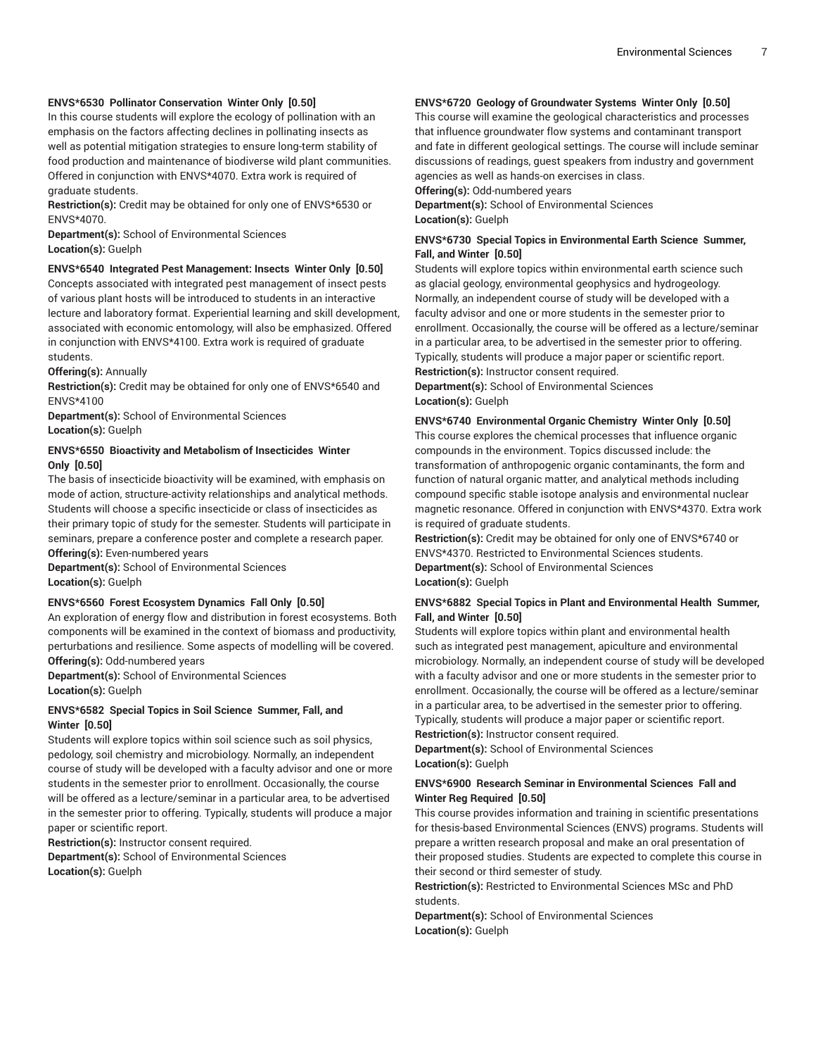**ENVS*6530 Pollinator Conservation Winter Only [0.50]**
In this course students will explore the ecology of pollination with an emphasis on the factors affecting declines in pollinating insects as well as potential mitigation strategies to ensure long-term stability of food production and maintenance of biodiverse wild plant communities. Offered in conjunction with ENVS*4070. Extra work is required of graduate students.
**Restriction(s):** Credit may be obtained for only one of ENVS*6530 or ENVS*4070.
**Department(s):** School of Environmental Sciences
**Location(s):** Guelph

**ENVS*6540 Integrated Pest Management: Insects Winter Only [0.50]**
Concepts associated with integrated pest management of insect pests of various plant hosts will be introduced to students in an interactive lecture and laboratory format. Experiential learning and skill development, associated with economic entomology, will also be emphasized. Offered in conjunction with ENVS*4100. Extra work is required of graduate students.
**Offering(s):** Annually
**Restriction(s):** Credit may be obtained for only one of ENVS*6540 and ENVS*4100
**Department(s):** School of Environmental Sciences
**Location(s):** Guelph

**ENVS*6550 Bioactivity and Metabolism of Insecticides Winter Only [0.50]**
The basis of insecticide bioactivity will be examined, with emphasis on mode of action, structure-activity relationships and analytical methods. Students will choose a specific insecticide or class of insecticides as their primary topic of study for the semester. Students will participate in seminars, prepare a conference poster and complete a research paper.
**Offering(s):** Even-numbered years
**Department(s):** School of Environmental Sciences
**Location(s):** Guelph

**ENVS*6560 Forest Ecosystem Dynamics Fall Only [0.50]**
An exploration of energy flow and distribution in forest ecosystems. Both components will be examined in the context of biomass and productivity, perturbations and resilience. Some aspects of modelling will be covered.
**Offering(s):** Odd-numbered years
**Department(s):** School of Environmental Sciences
**Location(s):** Guelph

**ENVS*6582 Special Topics in Soil Science Summer, Fall, and Winter [0.50]**
Students will explore topics within soil science such as soil physics, pedology, soil chemistry and microbiology. Normally, an independent course of study will be developed with a faculty advisor and one or more students in the semester prior to enrollment. Occasionally, the course will be offered as a lecture/seminar in a particular area, to be advertised in the semester prior to offering. Typically, students will produce a major paper or scientific report.
**Restriction(s):** Instructor consent required.
**Department(s):** School of Environmental Sciences
**Location(s):** Guelph

**ENVS*6720 Geology of Groundwater Systems Winter Only [0.50]**
This course will examine the geological characteristics and processes that influence groundwater flow systems and contaminant transport and fate in different geological settings. The course will include seminar discussions of readings, guest speakers from industry and government agencies as well as hands-on exercises in class.
**Offering(s):** Odd-numbered years
**Department(s):** School of Environmental Sciences
**Location(s):** Guelph

**ENVS*6730 Special Topics in Environmental Earth Science Summer, Fall, and Winter [0.50]**
Students will explore topics within environmental earth science such as glacial geology, environmental geophysics and hydrogeology. Normally, an independent course of study will be developed with a faculty advisor and one or more students in the semester prior to enrollment. Occasionally, the course will be offered as a lecture/seminar in a particular area, to be advertised in the semester prior to offering. Typically, students will produce a major paper or scientific report.
**Restriction(s):** Instructor consent required.
**Department(s):** School of Environmental Sciences
**Location(s):** Guelph

**ENVS*6740 Environmental Organic Chemistry Winter Only [0.50]**
This course explores the chemical processes that influence organic compounds in the environment. Topics discussed include: the transformation of anthropogenic organic contaminants, the form and function of natural organic matter, and analytical methods including compound specific stable isotope analysis and environmental nuclear magnetic resonance. Offered in conjunction with ENVS*4370. Extra work is required of graduate students.
**Restriction(s):** Credit may be obtained for only one of ENVS*6740 or ENVS*4370. Restricted to Environmental Sciences students.
**Department(s):** School of Environmental Sciences
**Location(s):** Guelph

**ENVS*6882 Special Topics in Plant and Environmental Health Summer, Fall, and Winter [0.50]**
Students will explore topics within plant and environmental health such as integrated pest management, apiculture and environmental microbiology. Normally, an independent course of study will be developed with a faculty advisor and one or more students in the semester prior to enrollment. Occasionally, the course will be offered as a lecture/seminar in a particular area, to be advertised in the semester prior to offering. Typically, students will produce a major paper or scientific report.
**Restriction(s):** Instructor consent required.
**Department(s):** School of Environmental Sciences
**Location(s):** Guelph

**ENVS*6900 Research Seminar in Environmental Sciences Fall and Winter Reg Required [0.50]**
This course provides information and training in scientific presentations for thesis-based Environmental Sciences (ENVS) programs. Students will prepare a written research proposal and make an oral presentation of their proposed studies. Students are expected to complete this course in their second or third semester of study.
**Restriction(s):** Restricted to Environmental Sciences MSc and PhD students.
**Department(s):** School of Environmental Sciences
**Location(s):** Guelph